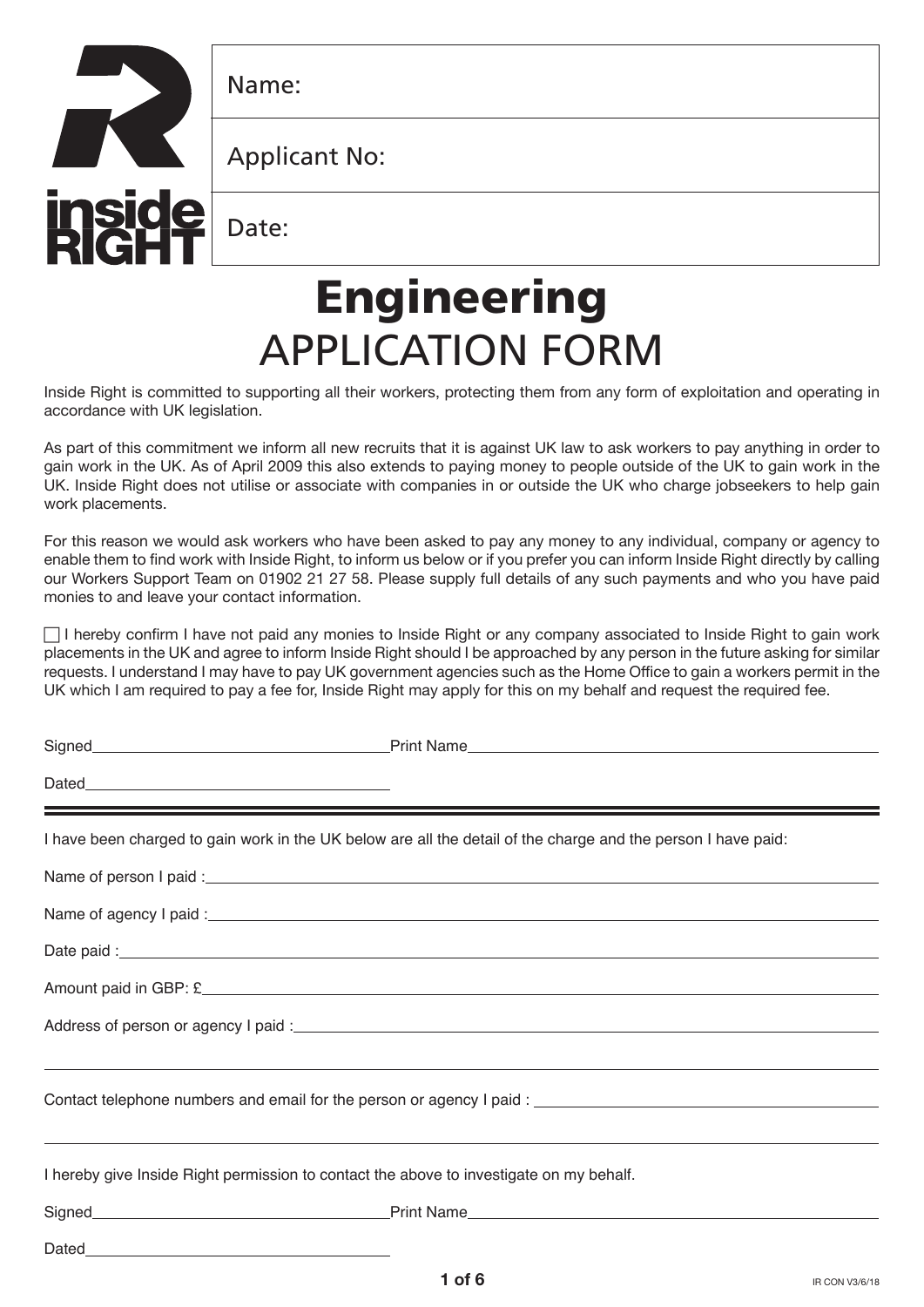| Name: |
|---|
| Applicant No: |
| Date: |

# Engineering
## APPLICATION FORM

Inside Right is committed to supporting all their workers, protecting them from any form of exploitation and operating in accordance with UK legislation.

As part of this commitment we inform all new recruits that it is against UK law to ask workers to pay anything in order to gain work in the UK. As of April 2009 this also extends to paying money to people outside of the UK to gain work in the UK. Inside Right does not utilise or associate with companies in or outside the UK who charge jobseekers to help gain work placements.

For this reason we would ask workers who have been asked to pay any money to any individual, company or agency to enable them to find work with Inside Right, to inform us below or if you prefer you can inform Inside Right directly by calling our Workers Support Team on 01902 21 27 58. Please supply full details of any such payments and who you have paid monies to and leave your contact information.

☐ I hereby confirm I have not paid any monies to Inside Right or any company associated to Inside Right to gain work placements in the UK and agree to inform Inside Right should I be approached by any person in the future asking for similar requests. I understand I may have to pay UK government agencies such as the Home Office to gain a workers permit in the UK which I am required to pay a fee for, Inside Right may apply for this on my behalf and request the required fee.

Signed\_\_\_\_\_\_\_\_\_\_\_\_\_\_\_\_\_\_\_\_ Print Name\_\_\_\_\_\_\_\_\_\_\_\_\_\_\_\_\_\_\_\_

Dated\_\_\_\_\_\_\_\_\_\_\_\_\_\_\_\_\_\_\_\_

---

I have been charged to gain work in the UK below are all the detail of the charge and the person I have paid:

Name of person I paid :\_\_\_\_\_\_\_\_\_\_\_\_\_\_\_\_\_\_\_\_

Name of agency I paid :\_\_\_\_\_\_\_\_\_\_\_\_\_\_\_\_\_\_\_\_

Date paid :\_\_\_\_\_\_\_\_\_\_\_\_\_\_\_\_\_\_\_\_

Amount paid in GBP: £\_\_\_\_\_\_\_\_\_\_\_\_\_\_\_\_\_\_\_\_

Address of person or agency I paid :\_\_\_\_\_\_\_\_\_\_\_\_\_\_\_\_\_\_\_\_

Contact telephone numbers and email for the person or agency I paid :\_\_\_\_\_\_\_\_\_\_\_\_\_\_\_\_\_\_\_\_

I hereby give Inside Right permission to contact the above to investigate on my behalf.

Signed\_\_\_\_\_\_\_\_\_\_\_\_\_\_\_\_\_\_\_\_ Print Name\_\_\_\_\_\_\_\_\_\_\_\_\_\_\_\_\_\_\_\_

Dated\_\_\_\_\_\_\_\_\_\_\_\_\_\_\_\_\_\_\_\_

IR CON V3/6/18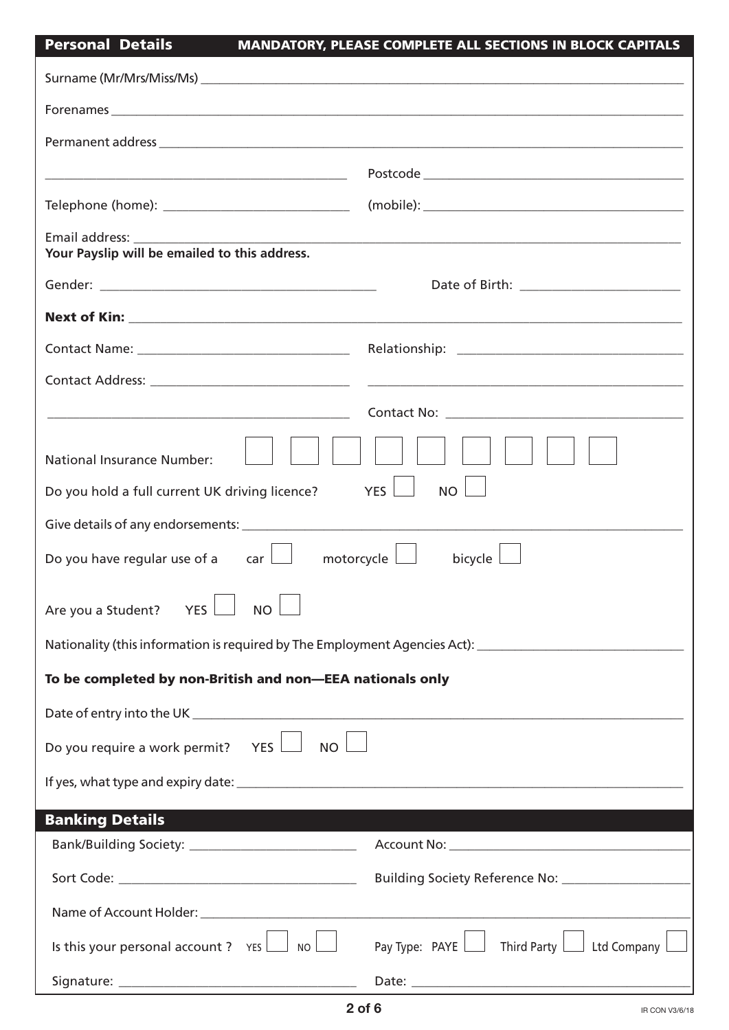## Personal Details

**MANDATORY, PLEASE COMPLETE ALL SECTIONS IN BLOCK CAPITALS**

Surname (Mr/Mrs/Miss/Ms) ______________________________

Forenames ______________________________

Permanent address ______________________________

______________________________ Postcode ______________________________

Telephone (home): ______________________________ (mobile): ______________________________

Email address: ______________________________

**Your Payslip will be emailed to this address.**

Gender: ______________________________ Date of Birth: ______________________________

**Next of Kin:** ______________________________

Contact Name: ______________________________ Relationship: ______________________________

Contact Address: ______________________________ ______________________________

______________________________ Contact No: ______________________________

National Insurance Number: ☐ ☐ ☐ ☐ ☐ ☐ ☐ ☐ ☐

Do you hold a full current UK driving licence? YES ☐ NO ☐

Give details of any endorsements: ______________________________

Do you have regular use of a car ☐ motorcycle ☐ bicycle ☐

Are you a Student? YES ☐ NO ☐

Nationality (this information is required by The Employment Agencies Act): ______________________________

**To be completed by non-British and non—EEA nationals only**

Date of entry into the UK ______________________________

Do you require a work permit? YES ☐ NO ☐

If yes, what type and expiry date: ______________________________

## Banking Details

Bank/Building Society: ______________________________ Account No: ______________________________

Sort Code: ______________________________ Building Society Reference No: ______________________________

Name of Account Holder: ______________________________

Is this your personal account ? YES ☐ NO ☐ Pay Type: PAYE ☐ Third Party ☐ Ltd Company ☐

Signature: ______________________________ Date: ______________________________

IR CON V3/6/18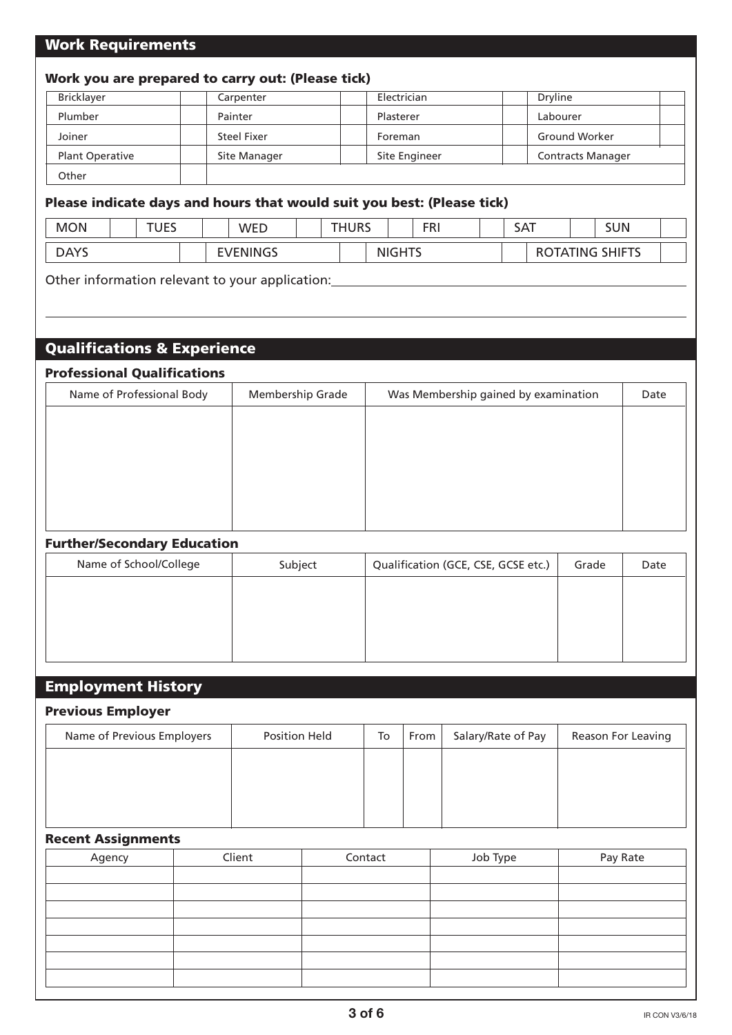## Work Requirements

### Work you are prepared to carry out: (Please tick)

| | | | | | | | |
|---|---|---|---|---|---|---|---|
| Bricklayer | | Carpenter | | Electrician | | Dryline | |
| Plumber | | Painter | | Plasterer | | Labourer | |
| Joiner | | Steel Fixer | | Foreman | | Ground Worker | |
| Plant Operative | | Site Manager | | Site Engineer | | Contracts Manager | |
| Other | | | | | | | |

### Please indicate days and hours that would suit you best: (Please tick)

| | | | | | | | | | | | | | |
|---|---|---|---|---|---|---|---|---|---|---|---|---|---|
| MON | | TUES | | WED | | THURS | | FRI | | SAT | | SUN | |

| | | | | | | | |
|---|---|---|---|---|---|---|---|
| DAYS | | EVENINGS | | NIGHTS | | ROTATING SHIFTS | |

Other information relevant to your application: ______________________________

______________________________________________________________________

## Qualifications & Experience

### Professional Qualifications

| Name of Professional Body | Membership Grade | Was Membership gained by examination | Date |
|---|---|---|---|
| | | | |

### Further/Secondary Education

| Name of School/College | Subject | Qualification (GCE, CSE, GCSE etc.) | Grade | Date |
|---|---|---|---|---|
| | | | | |

## Employment History

### Previous Employer

| Name of Previous Employers | Position Held | To | From | Salary/Rate of Pay | Reason For Leaving |
|---|---|---|---|---|---|
| | | | | | |

### Recent Assignments

| Agency | Client | Contact | Job Type | Pay Rate |
|---|---|---|---|---|
| | | | | |
| | | | | |
| | | | | |
| | | | | |
| | | | | |
| | | | | |
| | | | | |

IR CON V3/6/18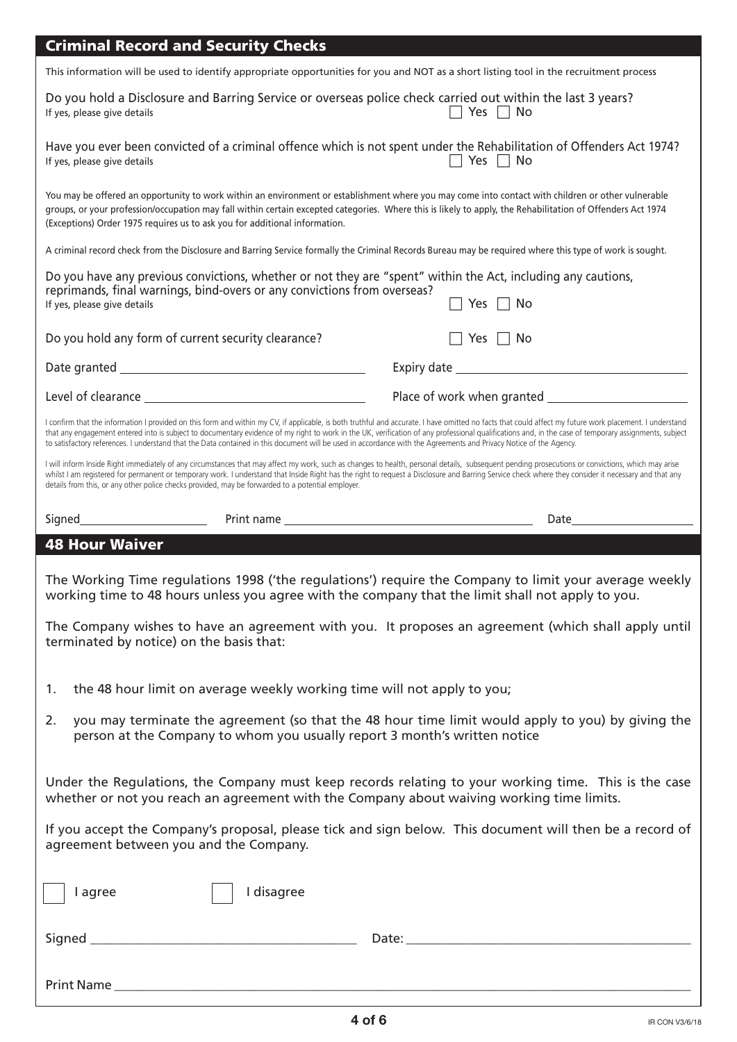## Criminal Record and Security Checks

This information will be used to identify appropriate opportunities for you and NOT as a short listing tool in the recruitment process

Do you hold a Disclosure and Barring Service or overseas police check carried out within the last 3 years?
If yes, please give details ☐ Yes ☐ No

Have you ever been convicted of a criminal offence which is not spent under the Rehabilitation of Offenders Act 1974?
If yes, please give details ☐ Yes ☐ No

You may be offered an opportunity to work within an environment or establishment where you may come into contact with children or other vulnerable groups, or your profession/occupation may fall within certain excepted categories. Where this is likely to apply, the Rehabilitation of Offenders Act 1974 (Exceptions) Order 1975 requires us to ask you for additional information.

A criminal record check from the Disclosure and Barring Service formally the Criminal Records Bureau may be required where this type of work is sought.

Do you have any previous convictions, whether or not they are "spent" within the Act, including any cautions, reprimands, final warnings, bind-overs or any convictions from overseas?
If yes, please give details ☐ Yes ☐ No

Do you hold any form of current security clearance? ☐ Yes ☐ No

Date granted ______________________ Expiry date ______________________

Level of clearance ______________________ Place of work when granted ______________________

I confirm that the information I provided on this form and within my CV, if applicable, is both truthful and accurate. I have omitted no facts that could affect my future work placement. I understand that any engagement entered into is subject to documentary evidence of my right to work in the UK, verification of any professional qualifications and, in the case of temporary assignments, subject to satisfactory references. I understand that the Data contained in this document will be used in accordance with the Agreements and Privacy Notice of the Agency.

I will inform Inside Right immediately of any circumstances that may affect my work, such as changes to health, personal details, subsequent pending prosecutions or convictions, which may arise whilst I am registered for permanent or temporary work. I understand that Inside Right has the right to request a Disclosure and Barring Service check where they consider it necessary and that any details from this, or any other police checks provided, may be forwarded to a potential employer.

Signed______________ Print name ______________________ Date______________

## 48 Hour Waiver

The Working Time regulations 1998 ('the regulations') require the Company to limit your average weekly working time to 48 hours unless you agree with the company that the limit shall not apply to you.

The Company wishes to have an agreement with you. It proposes an agreement (which shall apply until terminated by notice) on the basis that:

1. the 48 hour limit on average weekly working time will not apply to you;
2. you may terminate the agreement (so that the 48 hour time limit would apply to you) by giving the person at the Company to whom you usually report 3 month's written notice

Under the Regulations, the Company must keep records relating to your working time. This is the case whether or not you reach an agreement with the Company about waiving working time limits.

If you accept the Company's proposal, please tick and sign below. This document will then be a record of agreement between you and the Company.

☐ I agree ☐ I disagree

Signed ______________________ Date: ______________________

Print Name ______________________

IR CON V3/6/18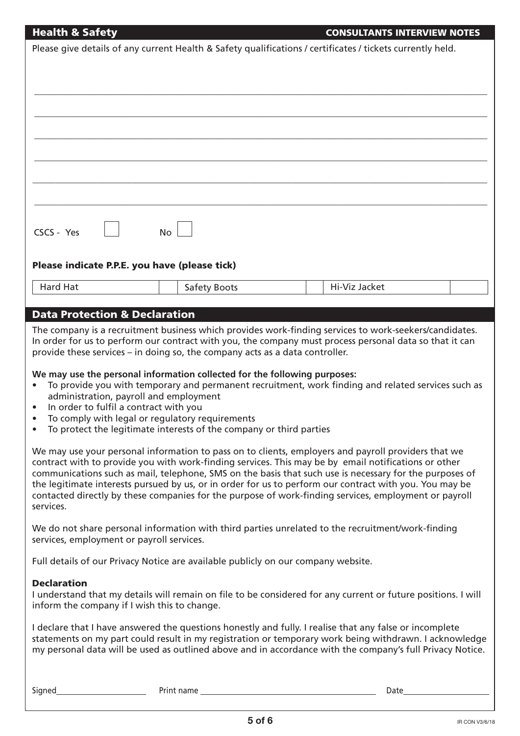## Health & Safety

**CONSULTANTS INTERVIEW NOTES**

Please give details of any current Health & Safety qualifications / certificates / tickets currently held.

\_\_\_\_\_\_\_\_\_\_\_\_\_\_\_\_\_\_\_\_\_\_\_\_\_\_\_\_\_\_\_\_\_\_\_\_\_\_\_\_\_\_\_\_\_\_\_\_\_\_\_\_\_\_\_\_\_\_\_\_\_\_\_\_\_\_\_\_\_\_\_\_\_\_\_\_\_\_\_\_

\_\_\_\_\_\_\_\_\_\_\_\_\_\_\_\_\_\_\_\_\_\_\_\_\_\_\_\_\_\_\_\_\_\_\_\_\_\_\_\_\_\_\_\_\_\_\_\_\_\_\_\_\_\_\_\_\_\_\_\_\_\_\_\_\_\_\_\_\_\_\_\_\_\_\_\_\_\_\_\_

\_\_\_\_\_\_\_\_\_\_\_\_\_\_\_\_\_\_\_\_\_\_\_\_\_\_\_\_\_\_\_\_\_\_\_\_\_\_\_\_\_\_\_\_\_\_\_\_\_\_\_\_\_\_\_\_\_\_\_\_\_\_\_\_\_\_\_\_\_\_\_\_\_\_\_\_\_\_\_\_

\_\_\_\_\_\_\_\_\_\_\_\_\_\_\_\_\_\_\_\_\_\_\_\_\_\_\_\_\_\_\_\_\_\_\_\_\_\_\_\_\_\_\_\_\_\_\_\_\_\_\_\_\_\_\_\_\_\_\_\_\_\_\_\_\_\_\_\_\_\_\_\_\_\_\_\_\_\_\_\_

\_\_\_\_\_\_\_\_\_\_\_\_\_\_\_\_\_\_\_\_\_\_\_\_\_\_\_\_\_\_\_\_\_\_\_\_\_\_\_\_\_\_\_\_\_\_\_\_\_\_\_\_\_\_\_\_\_\_\_\_\_\_\_\_\_\_\_\_\_\_\_\_\_\_\_\_\_\_\_\_

\_\_\_\_\_\_\_\_\_\_\_\_\_\_\_\_\_\_\_\_\_\_\_\_\_\_\_\_\_\_\_\_\_\_\_\_\_\_\_\_\_\_\_\_\_\_\_\_\_\_\_\_\_\_\_\_\_\_\_\_\_\_\_\_\_\_\_\_\_\_\_\_\_\_\_\_\_\_\_\_

CSCS - Yes ☐ No ☐

### Please indicate P.P.E. you have (please tick)

| Hard Hat | | Safety Boots | | Hi-Viz Jacket | |
|---|---|---|---|---|---|

## Data Protection & Declaration

The company is a recruitment business which provides work-finding services to work-seekers/candidates. In order for us to perform our contract with you, the company must process personal data so that it can provide these services – in doing so, the company acts as a data controller.

**We may use the personal information collected for the following purposes:**

- To provide you with temporary and permanent recruitment, work finding and related services such as administration, payroll and employment
- In order to fulfil a contract with you
- To comply with legal or regulatory requirements
- To protect the legitimate interests of the company or third parties

We may use your personal information to pass on to clients, employers and payroll providers that we contract with to provide you with work-finding services. This may be by email notifications or other communications such as mail, telephone, SMS on the basis that such use is necessary for the purposes of the legitimate interests pursued by us, or in order for us to perform our contract with you. You may be contacted directly by these companies for the purpose of work-finding services, employment or payroll services.

We do not share personal information with third parties unrelated to the recruitment/work-finding services, employment or payroll services.

Full details of our Privacy Notice are available publicly on our company website.

### Declaration

I understand that my details will remain on file to be considered for any current or future positions. I will inform the company if I wish this to change.

I declare that I have answered the questions honestly and fully. I realise that any false or incomplete statements on my part could result in my registration or temporary work being withdrawn. I acknowledge my personal data will be used as outlined above and in accordance with the company's full Privacy Notice.

Signed\_\_\_\_\_\_\_\_\_\_\_\_\_\_\_\_\_\_ Print name \_\_\_\_\_\_\_\_\_\_\_\_\_\_\_\_\_\_\_\_\_\_\_\_\_\_\_\_\_\_\_\_\_\_ Date\_\_\_\_\_\_\_\_\_\_\_\_\_\_\_\_\_\_

IR CON V3/6/18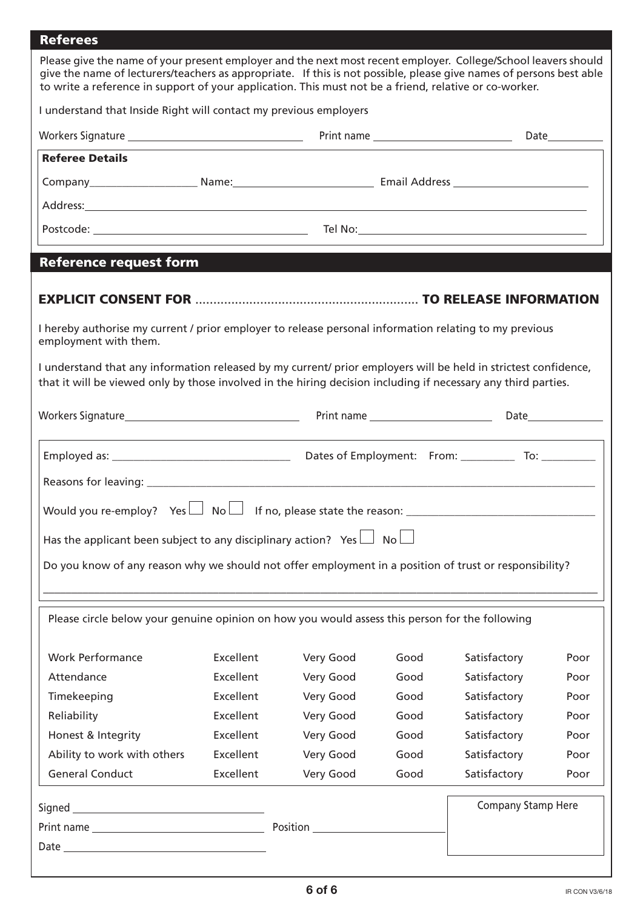## Referees

Please give the name of your present employer and the next most recent employer. College/School leavers should give the name of lecturers/teachers as appropriate. If this is not possible, please give names of persons best able to write a reference in support of your application. This must not be a friend, relative or co-worker.

I understand that Inside Right will contact my previous employers

Workers Signature ______________________ Print name ______________________ Date__________

**Referee Details**

Company__________________ Name:______________________ Email Address ______________________

Address:______________________________________________________________________________

Postcode: ______________________________ Tel No:______________________________

## Reference request form

**EXPLICIT CONSENT FOR ............................................................ TO RELEASE INFORMATION**

I hereby authorise my current / prior employer to release personal information relating to my previous employment with them.

I understand that any information released by my current/ prior employers will be held in strictest confidence, that it will be viewed only by those involved in the hiring decision including if necessary any third parties.

Workers Signature______________________ Print name ______________________ Date______________

Employed as: ______________________________ Dates of Employment: From: __________ To: __________

Reasons for leaving: ______________________________________________________________________

Would you re-employ? Yes ☐ No ☐ If no, please state the reason: ______________________________

Has the applicant been subject to any disciplinary action? Yes ☐ No ☐

Do you know of any reason why we should not offer employment in a position of trust or responsibility?

______________________________________________________________________________________

Please circle below your genuine opinion on how you would assess this person for the following

| | | | | | |
|---|---|---|---|---|---|
| Work Performance | Excellent | Very Good | Good | Satisfactory | Poor |
| Attendance | Excellent | Very Good | Good | Satisfactory | Poor |
| Timekeeping | Excellent | Very Good | Good | Satisfactory | Poor |
| Reliability | Excellent | Very Good | Good | Satisfactory | Poor |
| Honest & Integrity | Excellent | Very Good | Good | Satisfactory | Poor |
| Ability to work with others | Excellent | Very Good | Good | Satisfactory | Poor |
| General Conduct | Excellent | Very Good | Good | Satisfactory | Poor |

Signed ______________________________

Print name ______________________________ Position ______________________

Date ______________________________

Company Stamp Here

IR CON V3/6/18